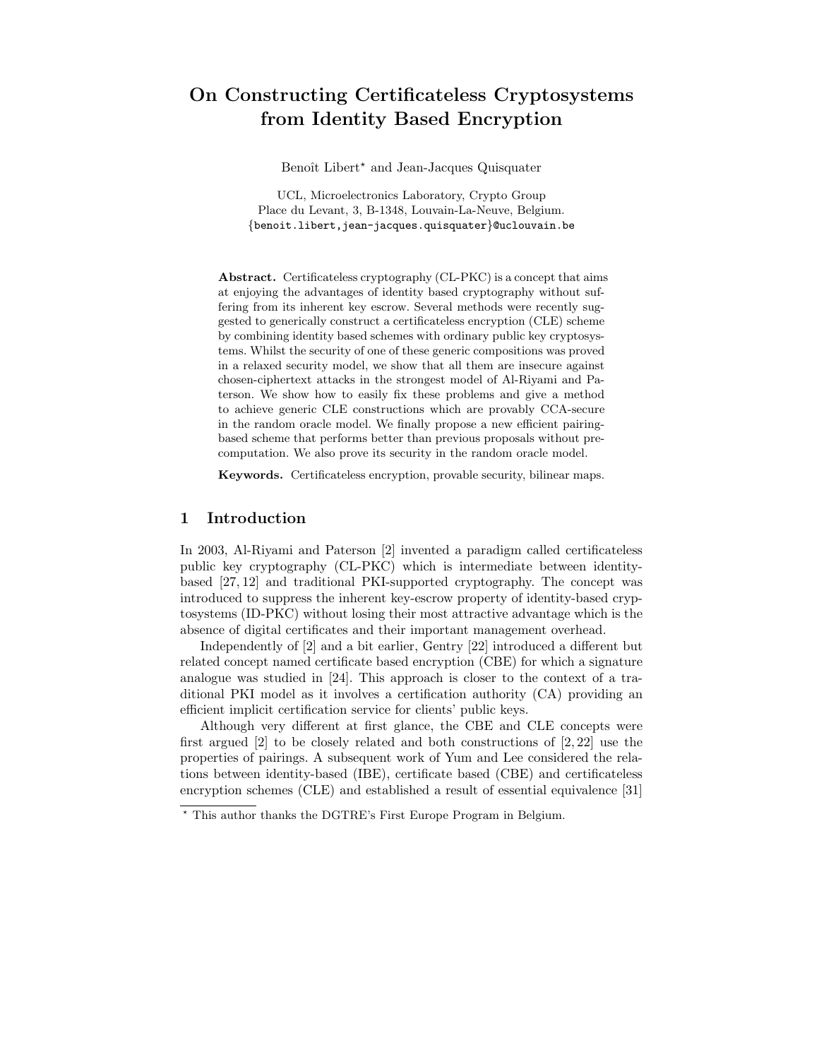# On Constructing Certificateless Cryptosystems from Identity Based Encryption

Benoît Libert* and Jean-Jacques Quisquater

UCL, Microelectronics Laboratory, Crypto Group
Place du Levant, 3, B-1348, Louvain-La-Neuve, Belgium.
{benoit.libert,jean-jacques.quisquater}@uclouvain.be

**Abstract.** Certificateless cryptography (CL-PKC) is a concept that aims at enjoying the advantages of identity based cryptography without suffering from its inherent key escrow. Several methods were recently suggested to generically construct a certificateless encryption (CLE) scheme by combining identity based schemes with ordinary public key cryptosystems. Whilst the security of one of these generic compositions was proved in a relaxed security model, we show that all them are insecure against chosen-ciphertext attacks in the strongest model of Al-Riyami and Paterson. We show how to easily fix these problems and give a method to achieve generic CLE constructions which are provably CCA-secure in the random oracle model. We finally propose a new efficient pairing-based scheme that performs better than previous proposals without precomputation. We also prove its security in the random oracle model.

**Keywords.** Certificateless encryption, provable security, bilinear maps.

## 1 Introduction

In 2003, Al-Riyami and Paterson [2] invented a paradigm called certificateless public key cryptography (CL-PKC) which is intermediate between identity-based [27, 12] and traditional PKI-supported cryptography. The concept was introduced to suppress the inherent key-escrow property of identity-based cryptosystems (ID-PKC) without losing their most attractive advantage which is the absence of digital certificates and their important management overhead.

Independently of [2] and a bit earlier, Gentry [22] introduced a different but related concept named certificate based encryption (CBE) for which a signature analogue was studied in [24]. This approach is closer to the context of a traditional PKI model as it involves a certification authority (CA) providing an efficient implicit certification service for clients' public keys.

Although very different at first glance, the CBE and CLE concepts were first argued [2] to be closely related and both constructions of [2, 22] use the properties of pairings. A subsequent work of Yum and Lee considered the relations between identity-based (IBE), certificate based (CBE) and certificateless encryption schemes (CLE) and established a result of essential equivalence [31]

---

* This author thanks the DGTRE's First Europe Program in Belgium.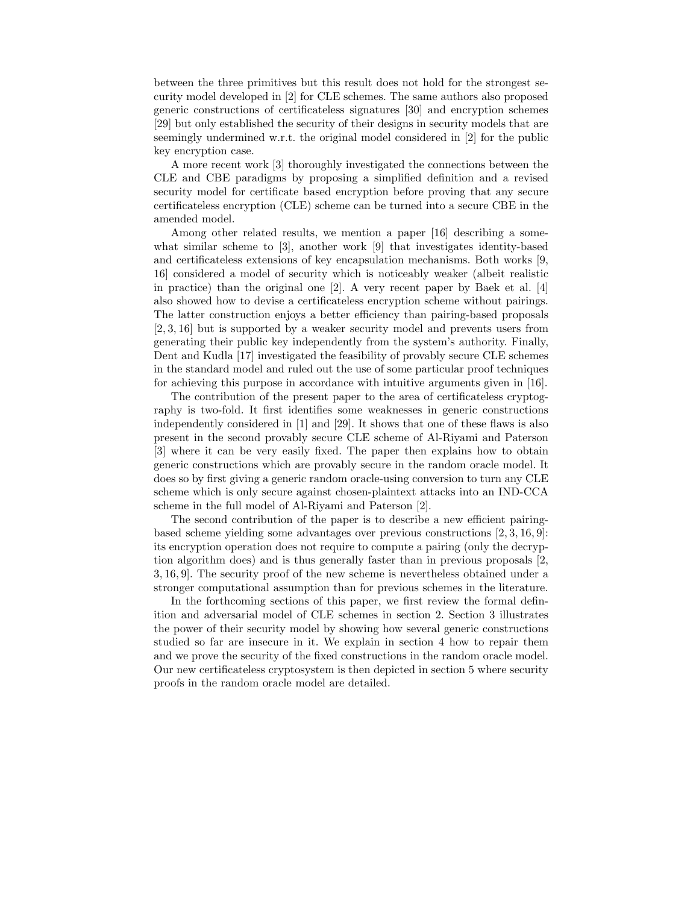between the three primitives but this result does not hold for the strongest security model developed in [2] for CLE schemes. The same authors also proposed generic constructions of certificateless signatures [30] and encryption schemes [29] but only established the security of their designs in security models that are seemingly undermined w.r.t. the original model considered in [2] for the public key encryption case.

A more recent work [3] thoroughly investigated the connections between the CLE and CBE paradigms by proposing a simplified definition and a revised security model for certificate based encryption before proving that any secure certificateless encryption (CLE) scheme can be turned into a secure CBE in the amended model.

Among other related results, we mention a paper [16] describing a somewhat similar scheme to [3], another work [9] that investigates identity-based and certificateless extensions of key encapsulation mechanisms. Both works [9, 16] considered a model of security which is noticeably weaker (albeit realistic in practice) than the original one [2]. A very recent paper by Baek et al. [4] also showed how to devise a certificateless encryption scheme without pairings. The latter construction enjoys a better efficiency than pairing-based proposals [2, 3, 16] but is supported by a weaker security model and prevents users from generating their public key independently from the system's authority. Finally, Dent and Kudla [17] investigated the feasibility of provably secure CLE schemes in the standard model and ruled out the use of some particular proof techniques for achieving this purpose in accordance with intuitive arguments given in [16].

The contribution of the present paper to the area of certificateless cryptography is two-fold. It first identifies some weaknesses in generic constructions independently considered in [1] and [29]. It shows that one of these flaws is also present in the second provably secure CLE scheme of Al-Riyami and Paterson [3] where it can be very easily fixed. The paper then explains how to obtain generic constructions which are provably secure in the random oracle model. It does so by first giving a generic random oracle-using conversion to turn any CLE scheme which is only secure against chosen-plaintext attacks into an IND-CCA scheme in the full model of Al-Riyami and Paterson [2].

The second contribution of the paper is to describe a new efficient pairing-based scheme yielding some advantages over previous constructions [2, 3, 16, 9]: its encryption operation does not require to compute a pairing (only the decryption algorithm does) and is thus generally faster than in previous proposals [2, 3, 16, 9]. The security proof of the new scheme is nevertheless obtained under a stronger computational assumption than for previous schemes in the literature.

In the forthcoming sections of this paper, we first review the formal definition and adversarial model of CLE schemes in section 2. Section 3 illustrates the power of their security model by showing how several generic constructions studied so far are insecure in it. We explain in section 4 how to repair them and we prove the security of the fixed constructions in the random oracle model. Our new certificateless cryptosystem is then depicted in section 5 where security proofs in the random oracle model are detailed.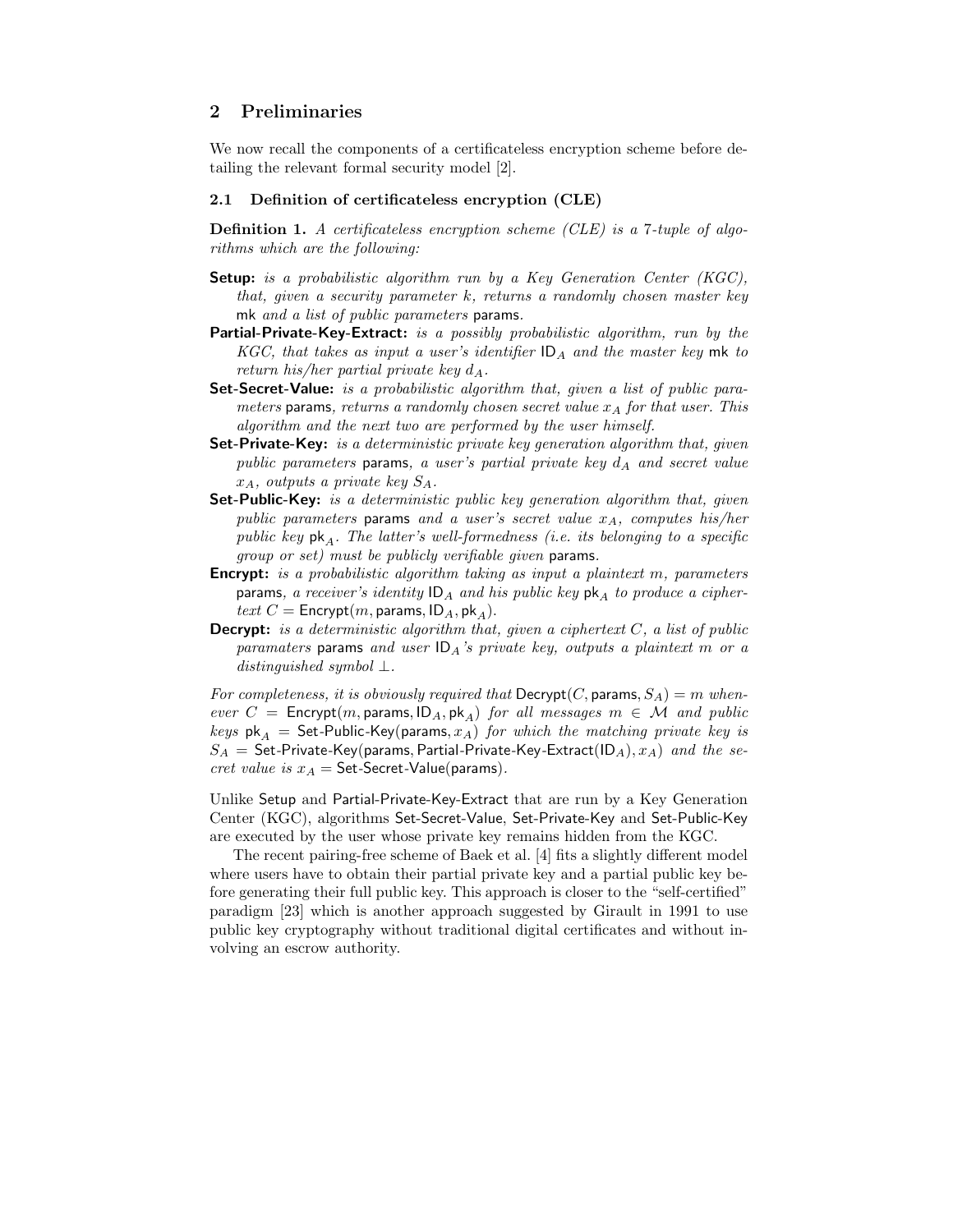## 2 Preliminaries

We now recall the components of a certificateless encryption scheme before detailing the relevant formal security model [2].

### 2.1 Definition of certificateless encryption (CLE)

**Definition 1.** *A certificateless encryption scheme (CLE) is a 7-tuple of algorithms which are the following:*

- **Setup:** *is a probabilistic algorithm run by a Key Generation Center (KGC), that, given a security parameter $k$, returns a randomly chosen master key* $\mathsf{mk}$ *and a list of public parameters* $\mathsf{params}$.
- **Partial-Private-Key-Extract:** *is a possibly probabilistic algorithm, run by the KGC, that takes as input a user's identifier $\mathsf{ID}_A$ and the master key* $\mathsf{mk}$ *to return his/her partial private key $d_A$.*
- **Set-Secret-Value:** *is a probabilistic algorithm that, given a list of public parameters* $\mathsf{params}$*, returns a randomly chosen secret value $x_A$ for that user. This algorithm and the next two are performed by the user himself.*
- **Set-Private-Key:** *is a deterministic private key generation algorithm that, given public parameters* $\mathsf{params}$*, a user's partial private key $d_A$ and secret value $x_A$, outputs a private key $S_A$.*
- **Set-Public-Key:** *is a deterministic public key generation algorithm that, given public parameters* $\mathsf{params}$ *and a user's secret value $x_A$, computes his/her public key $\mathsf{pk}_A$. The latter's well-formedness (i.e. its belonging to a specific group or set) must be publicly verifiable given* $\mathsf{params}$.
- **Encrypt:** *is a probabilistic algorithm taking as input a plaintext $m$, parameters* $\mathsf{params}$*, a receiver's identity $\mathsf{ID}_A$ and his public key $\mathsf{pk}_A$ to produce a ciphertext $C = \mathsf{Encrypt}(m, \mathsf{params}, \mathsf{ID}_A, \mathsf{pk}_A)$.*
- **Decrypt:** *is a deterministic algorithm that, given a ciphertext $C$, a list of public paramaters* $\mathsf{params}$ *and user $\mathsf{ID}_A$'s private key, outputs a plaintext $m$ or a distinguished symbol $\perp$.*

*For completeness, it is obviously required that $\mathsf{Decrypt}(C, \mathsf{params}, S_A) = m$ whenever $C = \mathsf{Encrypt}(m, \mathsf{params}, \mathsf{ID}_A, \mathsf{pk}_A)$ for all messages $m \in \mathcal{M}$ and public keys $\mathsf{pk}_A = \mathsf{Set\text{-}Public\text{-}Key}(\mathsf{params}, x_A)$ for which the matching private key is $S_A = \mathsf{Set\text{-}Private\text{-}Key}(\mathsf{params}, \mathsf{Partial\text{-}Private\text{-}Key\text{-}Extract}(\mathsf{ID}_A), x_A)$ and the secret value is $x_A = \mathsf{Set\text{-}Secret\text{-}Value}(\mathsf{params})$.*

Unlike Setup and Partial-Private-Key-Extract that are run by a Key Generation Center (KGC), algorithms Set-Secret-Value, Set-Private-Key and Set-Public-Key are executed by the user whose private key remains hidden from the KGC.

The recent pairing-free scheme of Baek et al. [4] fits a slightly different model where users have to obtain their partial private key and a partial public key before generating their full public key. This approach is closer to the "self-certified" paradigm [23] which is another approach suggested by Girault in 1991 to use public key cryptography without traditional digital certificates and without involving an escrow authority.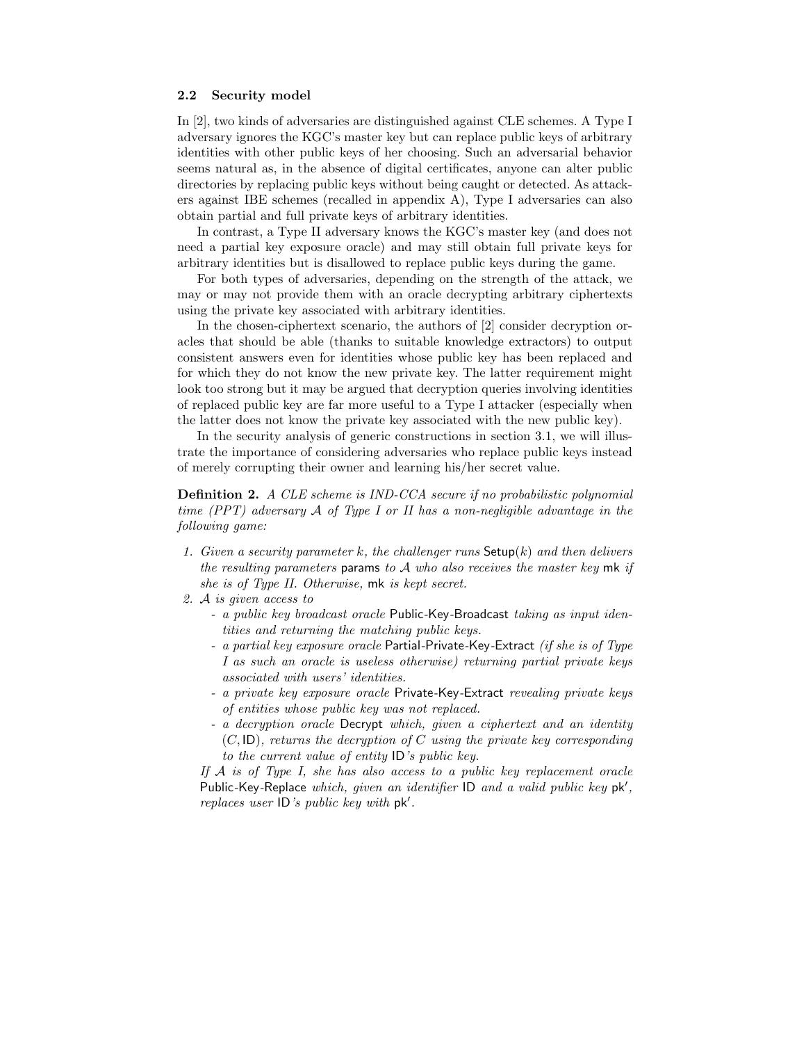### 2.2 Security model

In [2], two kinds of adversaries are distinguished against CLE schemes. A Type I adversary ignores the KGC's master key but can replace public keys of arbitrary identities with other public keys of her choosing. Such an adversarial behavior seems natural as, in the absence of digital certificates, anyone can alter public directories by replacing public keys without being caught or detected. As attackers against IBE schemes (recalled in appendix A), Type I adversaries can also obtain partial and full private keys of arbitrary identities.

In contrast, a Type II adversary knows the KGC's master key (and does not need a partial key exposure oracle) and may still obtain full private keys for arbitrary identities but is disallowed to replace public keys during the game.

For both types of adversaries, depending on the strength of the attack, we may or may not provide them with an oracle decrypting arbitrary ciphertexts using the private key associated with arbitrary identities.

In the chosen-ciphertext scenario, the authors of [2] consider decryption oracles that should be able (thanks to suitable knowledge extractors) to output consistent answers even for identities whose public key has been replaced and for which they do not know the new private key. The latter requirement might look too strong but it may be argued that decryption queries involving identities of replaced public key are far more useful to a Type I attacker (especially when the latter does not know the private key associated with the new public key).

In the security analysis of generic constructions in section 3.1, we will illustrate the importance of considering adversaries who replace public keys instead of merely corrupting their owner and learning his/her secret value.

**Definition 2.** *A CLE scheme is IND-CCA secure if no probabilistic polynomial time (PPT) adversary $\mathcal{A}$ of Type I or II has a non-negligible advantage in the following game:*

1. *Given a security parameter $k$, the challenger runs* $\mathsf{Setup}(k)$ *and then delivers the resulting parameters* $\mathsf{params}$ *to $\mathcal{A}$ who also receives the master key* $\mathsf{mk}$ *if she is of Type II. Otherwise,* $\mathsf{mk}$ *is kept secret.*
2. *$\mathcal{A}$ is given access to*
   - *a public key broadcast oracle* Public-Key-Broadcast *taking as input identities and returning the matching public keys.*
   - *a partial key exposure oracle* Partial-Private-Key-Extract *(if she is of Type I as such an oracle is useless otherwise) returning partial private keys associated with users' identities.*
   - *a private key exposure oracle* Private-Key-Extract *revealing private keys of entities whose public key was not replaced.*
   - *a decryption oracle* Decrypt *which, given a ciphertext and an identity $(C, \mathsf{ID})$, returns the decryption of $C$ using the private key corresponding to the current value of entity* $\mathsf{ID}$*'s public key.*

   *If $\mathcal{A}$ is of Type I, she has also access to a public key replacement oracle* Public-Key-Replace *which, given an identifier* $\mathsf{ID}$ *and a valid public key* $\mathsf{pk}'$*, replaces user* $\mathsf{ID}$*'s public key with* $\mathsf{pk}'$*.*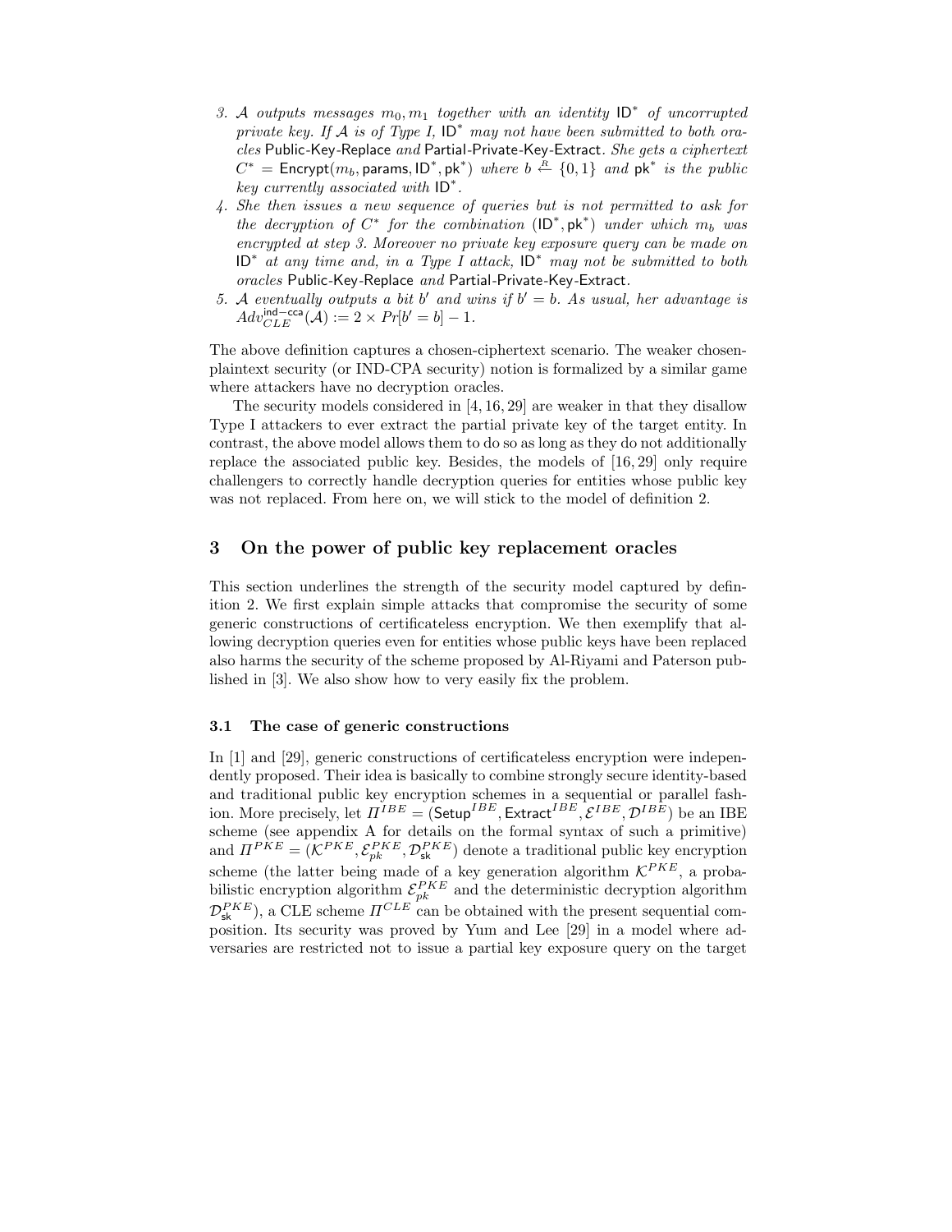3. $\mathcal{A}$ *outputs messages* $m_0, m_1$ *together with an identity* $\mathsf{ID}^*$ *of uncorrupted private key. If* $\mathcal{A}$ *is of Type I,* $\mathsf{ID}^*$ *may not have been submitted to both oracles* Public-Key-Replace *and* Partial-Private-Key-Extract*. She gets a ciphertext* $C^* = \mathsf{Encrypt}(m_b, \mathsf{params}, \mathsf{ID}^*, \mathsf{pk}^*)$ *where* $b \xleftarrow{R} \{0,1\}$ *and* $\mathsf{pk}^*$ *is the public key currently associated with* $\mathsf{ID}^*$*.*
4. *She then issues a new sequence of queries but is not permitted to ask for the decryption of* $C^*$ *for the combination* $(\mathsf{ID}^*, \mathsf{pk}^*)$ *under which* $m_b$ *was encrypted at step 3. Moreover no private key exposure query can be made on* $\mathsf{ID}^*$ *at any time and, in a Type I attack,* $\mathsf{ID}^*$ *may not be submitted to both oracles* Public-Key-Replace *and* Partial-Private-Key-Extract*.*
5. $\mathcal{A}$ *eventually outputs a bit* $b'$ *and wins if* $b' = b$*. As usual, her advantage is* $Adv_{CLE}^{\mathsf{ind-cca}}(\mathcal{A}) := 2 \times Pr[b' = b] - 1$*.*

The above definition captures a chosen-ciphertext scenario. The weaker chosen-plaintext security (or IND-CPA security) notion is formalized by a similar game where attackers have no decryption oracles.

The security models considered in [4, 16, 29] are weaker in that they disallow Type I attackers to ever extract the partial private key of the target entity. In contrast, the above model allows them to do so as long as they do not additionally replace the associated public key. Besides, the models of [16, 29] only require challengers to correctly handle decryption queries for entities whose public key was not replaced. From here on, we will stick to the model of definition 2.

## 3 On the power of public key replacement oracles

This section underlines the strength of the security model captured by definition 2. We first explain simple attacks that compromise the security of some generic constructions of certificateless encryption. We then exemplify that allowing decryption queries even for entities whose public keys have been replaced also harms the security of the scheme proposed by Al-Riyami and Paterson published in [3]. We also show how to very easily fix the problem.

### 3.1 The case of generic constructions

In [1] and [29], generic constructions of certificateless encryption were independently proposed. Their idea is basically to combine strongly secure identity-based and traditional public key encryption schemes in a sequential or parallel fashion. More precisely, let $\Pi^{IBE} = (\mathsf{Setup}^{IBE}, \mathsf{Extract}^{IBE}, \mathcal{E}^{IBE}, \mathcal{D}^{IBE})$ be an IBE scheme (see appendix A for details on the formal syntax of such a primitive) and $\Pi^{PKE} = (\mathcal{K}^{PKE}, \mathcal{E}_{pk}^{PKE}, \mathcal{D}_{\mathsf{sk}}^{PKE})$ denote a traditional public key encryption scheme (the latter being made of a key generation algorithm $\mathcal{K}^{PKE}$, a probabilistic encryption algorithm $\mathcal{E}_{pk}^{PKE}$ and the deterministic decryption algorithm $\mathcal{D}_{\mathsf{sk}}^{PKE}$), a CLE scheme $\Pi^{CLE}$ can be obtained with the present sequential composition. Its security was proved by Yum and Lee [29] in a model where adversaries are restricted not to issue a partial key exposure query on the target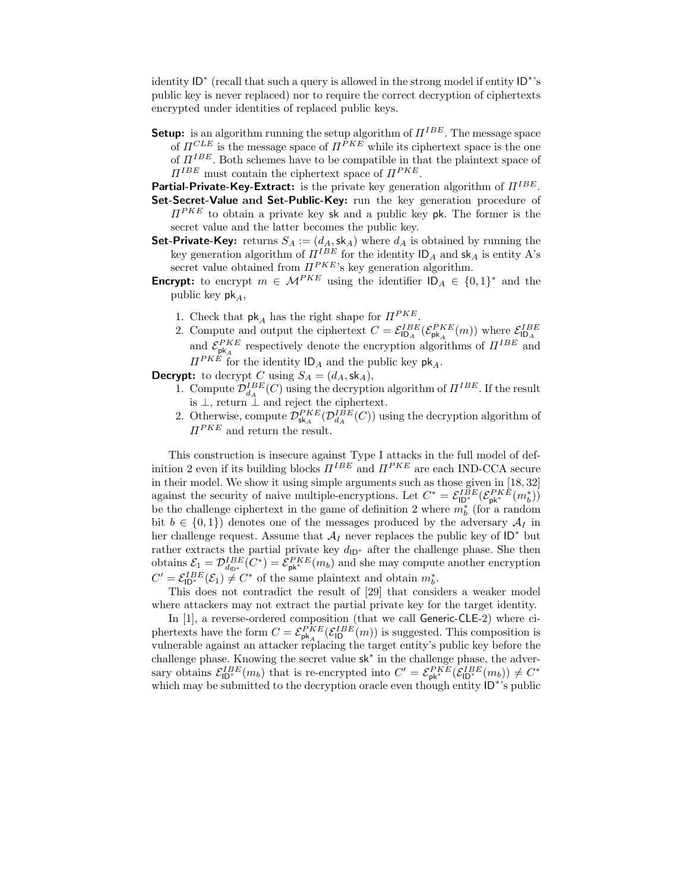identity $\mathsf{ID}^*$ (recall that such a query is allowed in the strong model if entity $\mathsf{ID}^*$'s public key is never replaced) nor to require the correct decryption of ciphertexts encrypted under identities of replaced public keys.

**Setup:** is an algorithm running the setup algorithm of $\Pi^{IBE}$. The message space of $\Pi^{CLE}$ is the message space of $\Pi^{PKE}$ while its ciphertext space is the one of $\Pi^{IBE}$. Both schemes have to be compatible in that the plaintext space of $\Pi^{IBE}$ must contain the ciphertext space of $\Pi^{PKE}$.

**Partial-Private-Key-Extract:** is the private key generation algorithm of $\Pi^{IBE}$.

**Set-Secret-Value and Set-Public-Key:** run the key generation procedure of $\Pi^{PKE}$ to obtain a private key $\mathsf{sk}$ and a public key $\mathsf{pk}$. The former is the secret value and the latter becomes the public key.

**Set-Private-Key:** returns $S_A := (d_A, \mathsf{sk}_A)$ where $d_A$ is obtained by running the key generation algorithm of $\Pi^{IBE}$ for the identity $\mathsf{ID}_A$ and $\mathsf{sk}_A$ is entity A's secret value obtained from $\Pi^{PKE}$'s key generation algorithm.

**Encrypt:** to encrypt $m \in \mathcal{M}^{PKE}$ using the identifier $\mathsf{ID}_A \in \{0,1\}^*$ and the public key $\mathsf{pk}_A$,

1. Check that $\mathsf{pk}_A$ has the right shape for $\Pi^{PKE}$.
2. Compute and output the ciphertext $C = \mathcal{E}^{IBE}_{\mathsf{ID}_A}(\mathcal{E}^{PKE}_{\mathsf{pk}_A}(m))$ where $\mathcal{E}^{IBE}_{\mathsf{ID}_A}$ and $\mathcal{E}^{PKE}_{\mathsf{pk}_A}$ respectively denote the encryption algorithms of $\Pi^{IBE}$ and $\Pi^{PKE}$ for the identity $\mathsf{ID}_A$ and the public key $\mathsf{pk}_A$.

**Decrypt:** to decrypt $C$ using $S_A = (d_A, \mathsf{sk}_A)$,

1. Compute $\mathcal{D}^{IBE}_{d_A}(C)$ using the decryption algorithm of $\Pi^{IBE}$. If the result is $\perp$, return $\perp$ and reject the ciphertext.
2. Otherwise, compute $\mathcal{D}^{PKE}_{\mathsf{sk}_A}(\mathcal{D}^{IBE}_{d_A}(C))$ using the decryption algorithm of $\Pi^{PKE}$ and return the result.

This construction is insecure against Type I attacks in the full model of definition 2 even if its building blocks $\Pi^{IBE}$ and $\Pi^{PKE}$ are each IND-CCA secure in their model. We show it using simple arguments such as those given in [18, 32] against the security of naive multiple-encryptions. Let $C^* = \mathcal{E}^{IBE}_{\mathsf{ID}^*}(\mathcal{E}^{PKE}_{\mathsf{pk}^*}(m^*_b))$ be the challenge ciphertext in the game of definition 2 where $m^*_b$ (for a random bit $b \in \{0,1\}$) denotes one of the messages produced by the adversary $\mathcal{A}_I$ in her challenge request. Assume that $\mathcal{A}_I$ never replaces the public key of $\mathsf{ID}^*$ but rather extracts the partial private key $d_{\mathsf{ID}^*}$ after the challenge phase. She then obtains $\mathcal{E}_1 = \mathcal{D}^{IBE}_{d_{\mathsf{ID}^*}}(C^*) = \mathcal{E}^{PKE}_{\mathsf{pk}^*}(m_b)$ and she may compute another encryption $C' = \mathcal{E}^{IBE}_{\mathsf{ID}^*}(\mathcal{E}_1) \neq C^*$ of the same plaintext and obtain $m^*_b$.

This does not contradict the result of [29] that considers a weaker model where attackers may not extract the partial private key for the target identity.

In [1], a reverse-ordered composition (that we call Generic-CLE-2) where ciphertexts have the form $C = \mathcal{E}^{PKE}_{\mathsf{pk}_A}(\mathcal{E}^{IBE}_{\mathsf{ID}}(m))$ is suggested. This composition is vulnerable against an attacker replacing the target entity's public key before the challenge phase. Knowing the secret value $\mathsf{sk}^*$ in the challenge phase, the adversary obtains $\mathcal{E}^{IBE}_{\mathsf{ID}^*}(m_b)$ that is re-encrypted into $C' = \mathcal{E}^{PKE}_{\mathsf{pk}^*}(\mathcal{E}^{IBE}_{\mathsf{ID}^*}(m_b)) \neq C^*$ which may be submitted to the decryption oracle even though entity $\mathsf{ID}^*$'s public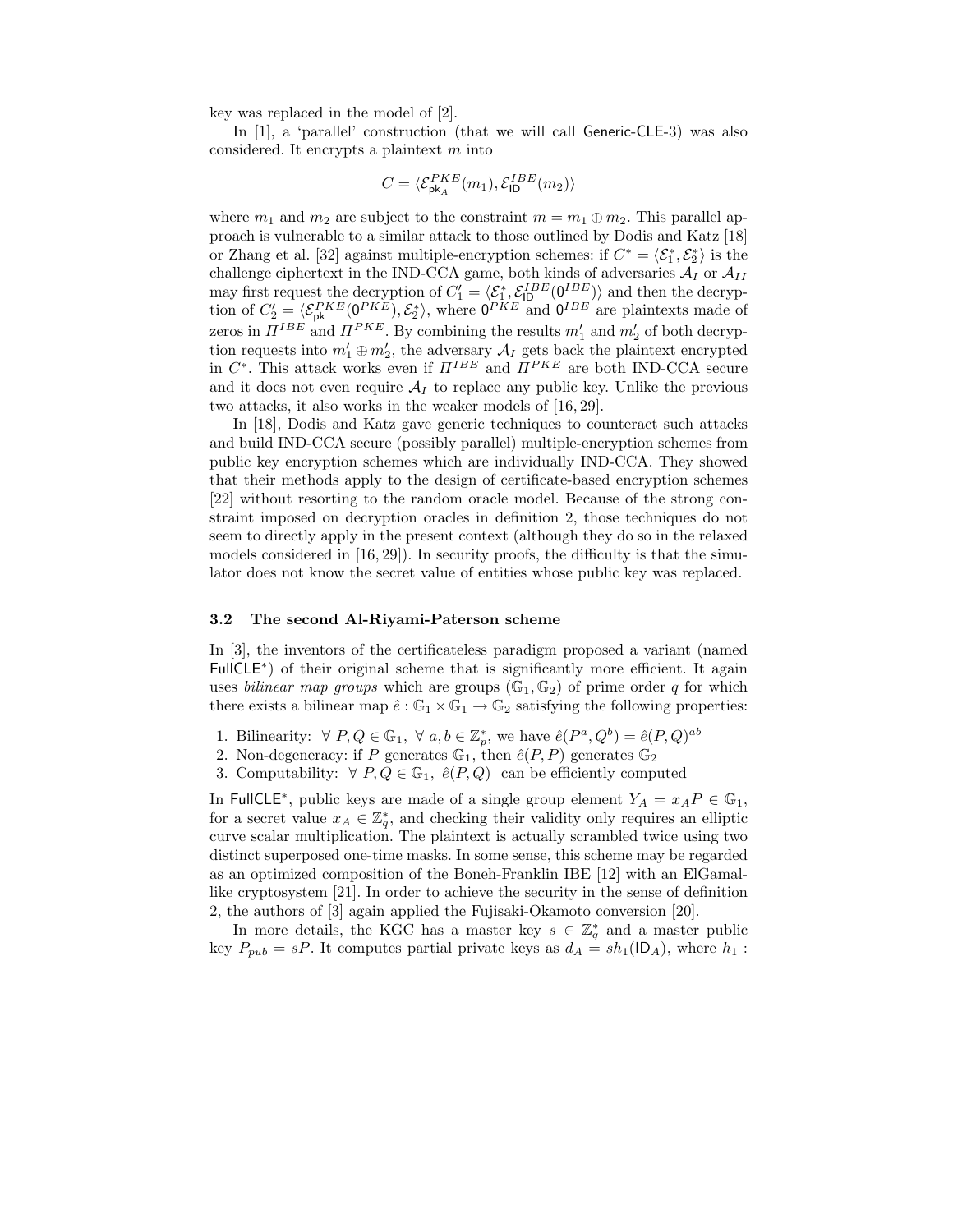key was replaced in the model of [2].

In [1], a 'parallel' construction (that we will call Generic-CLE-3) was also considered. It encrypts a plaintext $m$ into

$$C = \langle \mathcal{E}^{PKE}_{\mathsf{pk}_A}(m_1), \mathcal{E}^{IBE}_{\mathsf{ID}}(m_2) \rangle$$

where $m_1$ and $m_2$ are subject to the constraint $m = m_1 \oplus m_2$. This parallel approach is vulnerable to a similar attack to those outlined by Dodis and Katz [18] or Zhang et al. [32] against multiple-encryption schemes: if $C^* = \langle \mathcal{E}^*_1, \mathcal{E}^*_2 \rangle$ is the challenge ciphertext in the IND-CCA game, both kinds of adversaries $\mathcal{A}_I$ or $\mathcal{A}_{II}$ may first request the decryption of $C'_1 = \langle \mathcal{E}^*_1, \mathcal{E}^{IBE}_{\mathsf{ID}}(\mathsf{0}^{IBE}) \rangle$ and then the decryption of $C'_2 = \langle \mathcal{E}^{PKE}_{\mathsf{pk}}(\mathsf{0}^{PKE}), \mathcal{E}^*_2 \rangle$, where $\mathsf{0}^{PKE}$ and $\mathsf{0}^{IBE}$ are plaintexts made of zeros in $\Pi^{IBE}$ and $\Pi^{PKE}$. By combining the results $m'_1$ and $m'_2$ of both decryption requests into $m'_1 \oplus m'_2$, the adversary $\mathcal{A}_I$ gets back the plaintext encrypted in $C^*$. This attack works even if $\Pi^{IBE}$ and $\Pi^{PKE}$ are both IND-CCA secure and it does not even require $\mathcal{A}_I$ to replace any public key. Unlike the previous two attacks, it also works in the weaker models of [16, 29].

In [18], Dodis and Katz gave generic techniques to counteract such attacks and build IND-CCA secure (possibly parallel) multiple-encryption schemes from public key encryption schemes which are individually IND-CCA. They showed that their methods apply to the design of certificate-based encryption schemes [22] without resorting to the random oracle model. Because of the strong constraint imposed on decryption oracles in definition 2, those techniques do not seem to directly apply in the present context (although they do so in the relaxed models considered in [16, 29]). In security proofs, the difficulty is that the simulator does not know the secret value of entities whose public key was replaced.

### 3.2 The second Al-Riyami-Paterson scheme

In [3], the inventors of the certificateless paradigm proposed a variant (named $\mathsf{FullCLE}^*$) of their original scheme that is significantly more efficient. It again uses *bilinear map groups* which are groups $(\mathbb{G}_1, \mathbb{G}_2)$ of prime order $q$ for which there exists a bilinear map $\hat{e} : \mathbb{G}_1 \times \mathbb{G}_1 \rightarrow \mathbb{G}_2$ satisfying the following properties:

1. Bilinearity: $\forall\ P, Q \in \mathbb{G}_1,\ \forall\ a, b \in \mathbb{Z}_p^*$, we have $\hat{e}(P^a, Q^b) = \hat{e}(P, Q)^{ab}$
2. Non-degeneracy: if $P$ generates $\mathbb{G}_1$, then $\hat{e}(P, P)$ generates $\mathbb{G}_2$
3. Computability: $\forall\ P, Q \in \mathbb{G}_1,\ \hat{e}(P, Q)$ can be efficiently computed

In $\mathsf{FullCLE}^*$, public keys are made of a single group element $Y_A = x_A P \in \mathbb{G}_1$, for a secret value $x_A \in \mathbb{Z}_q^*$, and checking their validity only requires an elliptic curve scalar multiplication. The plaintext is actually scrambled twice using two distinct superposed one-time masks. In some sense, this scheme may be regarded as an optimized composition of the Boneh-Franklin IBE [12] with an ElGamal-like cryptosystem [21]. In order to achieve the security in the sense of definition 2, the authors of [3] again applied the Fujisaki-Okamoto conversion [20].

In more details, the KGC has a master key $s \in \mathbb{Z}_q^*$ and a master public key $P_{pub} = sP$. It computes partial private keys as $d_A = s h_1(\mathsf{ID}_A)$, where $h_1$ :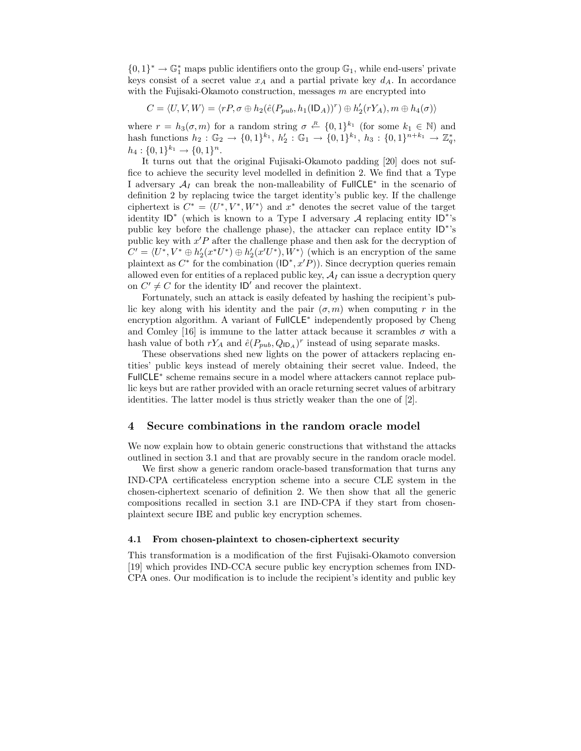$\{0,1\}^* \rightarrow \mathbb{G}_1^*$ maps public identifiers onto the group $\mathbb{G}_1$, while end-users' private keys consist of a secret value $x_A$ and a partial private key $d_A$. In accordance with the Fujisaki-Okamoto construction, messages $m$ are encrypted into

$$C = \langle U, V, W \rangle = \langle rP, \sigma \oplus h_2(\hat{e}(P_{pub}, h_1(\mathsf{ID}_A))^r) \oplus h_2'(rY_A), m \oplus h_4(\sigma) \rangle$$

where $r = h_3(\sigma, m)$ for a random string $\sigma \xleftarrow{R} \{0,1\}^{k_1}$ (for some $k_1 \in \mathbb{N}$) and hash functions $h_2 : \mathbb{G}_2 \rightarrow \{0,1\}^{k_1}$, $h_2' : \mathbb{G}_1 \rightarrow \{0,1\}^{k_1}$, $h_3 : \{0,1\}^{n+k_1} \rightarrow \mathbb{Z}_q^*$, $h_4 : \{0,1\}^{k_1} \rightarrow \{0,1\}^n$.

It turns out that the original Fujisaki-Okamoto padding [20] does not suffice to achieve the security level modelled in definition 2. We find that a Type I adversary $\mathcal{A}_I$ can break the non-malleability of $\mathsf{FullCLE}^*$ in the scenario of definition 2 by replacing twice the target identity's public key. If the challenge ciphertext is $C^* = \langle U^*, V^*, W^* \rangle$ and $x^*$ denotes the secret value of the target identity $\mathsf{ID}^*$ (which is known to a Type I adversary $\mathcal{A}$ replacing entity $\mathsf{ID}^*$'s public key before the challenge phase), the attacker can replace entity $\mathsf{ID}^*$'s public key with $x'P$ after the challenge phase and then ask for the decryption of $C' = \langle U^*, V^* \oplus h_2'(x^*U^*) \oplus h_2'(x'U^*), W^* \rangle$ (which is an encryption of the same plaintext as $C^*$ for the combination $(\mathsf{ID}^*, x'P)$). Since decryption queries remain allowed even for entities of a replaced public key, $\mathcal{A}_I$ can issue a decryption query on $C' \neq C$ for the identity $\mathsf{ID}'$ and recover the plaintext.

Fortunately, such an attack is easily defeated by hashing the recipient's public key along with his identity and the pair $(\sigma, m)$ when computing $r$ in the encryption algorithm. A variant of $\mathsf{FullCLE}^*$ independently proposed by Cheng and Comley [16] is immune to the latter attack because it scrambles $\sigma$ with a hash value of both $rY_A$ and $\hat{e}(P_{pub}, Q_{\mathsf{ID}_A})^r$ instead of using separate masks.

These observations shed new lights on the power of attackers replacing entities' public keys instead of merely obtaining their secret value. Indeed, the $\mathsf{FullCLE}^*$ scheme remains secure in a model where attackers cannot replace public keys but are rather provided with an oracle returning secret values of arbitrary identities. The latter model is thus strictly weaker than the one of [2].

## 4 Secure combinations in the random oracle model

We now explain how to obtain generic constructions that withstand the attacks outlined in section 3.1 and that are provably secure in the random oracle model.

We first show a generic random oracle-based transformation that turns any IND-CPA certificateless encryption scheme into a secure CLE system in the chosen-ciphertext scenario of definition 2. We then show that all the generic compositions recalled in section 3.1 are IND-CPA if they start from chosen-plaintext secure IBE and public key encryption schemes.

### 4.1 From chosen-plaintext to chosen-ciphertext security

This transformation is a modification of the first Fujisaki-Okamoto conversion [19] which provides IND-CCA secure public key encryption schemes from IND-CPA ones. Our modification is to include the recipient's identity and public key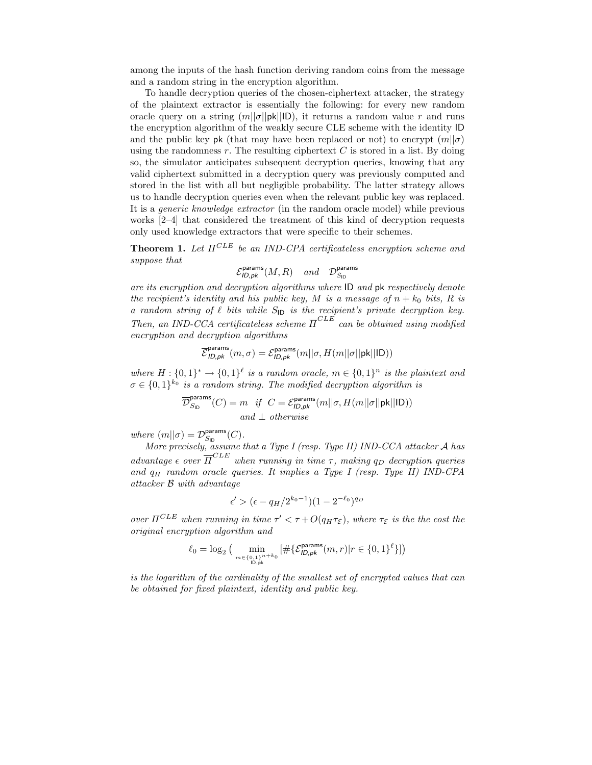among the inputs of the hash function deriving random coins from the message and a random string in the encryption algorithm.

To handle decryption queries of the chosen-ciphertext attacker, the strategy of the plaintext extractor is essentially the following: for every new random oracle query on a string $(m||\sigma||\mathsf{pk}||\mathsf{ID})$, it returns a random value $r$ and runs the encryption algorithm of the weakly secure CLE scheme with the identity $\mathsf{ID}$ and the public key $\mathsf{pk}$ (that may have been replaced or not) to encrypt $(m||\sigma)$ using the randomness $r$. The resulting ciphertext $C$ is stored in a list. By doing so, the simulator anticipates subsequent decryption queries, knowing that any valid ciphertext submitted in a decryption query was previously computed and stored in the list with all but negligible probability. The latter strategy allows us to handle decryption queries even when the relevant public key was replaced. It is a *generic knowledge extractor* (in the random oracle model) while previous works [2–4] that considered the treatment of this kind of decryption requests only used knowledge extractors that were specific to their schemes.

**Theorem 1.** *Let $\Pi^{CLE}$ be an IND-CPA certificateless encryption scheme and suppose that*

$$\mathcal{E}^{\mathsf{params}}_{\mathsf{ID},\mathsf{pk}}(M,R) \quad \text{and} \quad \mathcal{D}^{\mathsf{params}}_{S_{\mathsf{ID}}}$$

*are its encryption and decryption algorithms where $\mathsf{ID}$ and $\mathsf{pk}$ respectively denote the recipient's identity and his public key, $M$ is a message of $n+k_0$ bits, $R$ is a random string of $\ell$ bits while $S_{\mathsf{ID}}$ is the recipient's private decryption key. Then, an IND-CCA certificateless scheme $\overline{\Pi}^{CLE}$ can be obtained using modified encryption and decryption algorithms*

$$\overline{\mathcal{E}}^{\mathsf{params}}_{\mathsf{ID},\mathsf{pk}}(m,\sigma) = \mathcal{E}^{\mathsf{params}}_{\mathsf{ID},\mathsf{pk}}(m||\sigma, H(m||\sigma||\mathsf{pk}||\mathsf{ID}))$$

*where $H : \{0,1\}^* \rightarrow \{0,1\}^\ell$ is a random oracle, $m \in \{0,1\}^n$ is the plaintext and $\sigma \in \{0,1\}^{k_0}$ is a random string. The modified decryption algorithm is*

$$\overline{\mathcal{D}}^{\mathsf{params}}_{S_{\mathsf{ID}}}(C) = m \quad \text{if} \quad C = \mathcal{E}^{\mathsf{params}}_{\mathsf{ID},\mathsf{pk}}(m||\sigma, H(m||\sigma||\mathsf{pk}||\mathsf{ID}))$$
$$\text{and } \perp \text{ otherwise}$$

*where $(m||\sigma) = \mathcal{D}^{\mathsf{params}}_{S_{\mathsf{ID}}}(C)$.*

*More precisely, assume that a Type I (resp. Type II) IND-CCA attacker $\mathcal{A}$ has advantage $\epsilon$ over $\overline{\Pi}^{CLE}$ when running in time $\tau$, making $q_D$ decryption queries and $q_H$ random oracle queries. It implies a Type I (resp. Type II) IND-CPA attacker $\mathcal{B}$ with advantage*

$$\epsilon' > (\epsilon - q_H/2^{k_0-1})(1-2^{-\ell_0})^{q_D}$$

*over $\Pi^{CLE}$ when running in time $\tau' < \tau + O(q_H \tau_{\mathcal{E}})$, where $\tau_{\mathcal{E}}$ is the the cost the original encryption algorithm and*

$$\ell_0 = \log_2\big(\min_{\substack{m\in\{0,1\}^{n+k_0}\\ \mathsf{ID},\mathsf{pk}}}[\#\{\mathcal{E}^{\mathsf{params}}_{\mathsf{ID},\mathsf{pk}}(m,r) | r \in \{0,1\}^\ell\}]\big)$$

*is the logarithm of the cardinality of the smallest set of encrypted values that can be obtained for fixed plaintext, identity and public key.*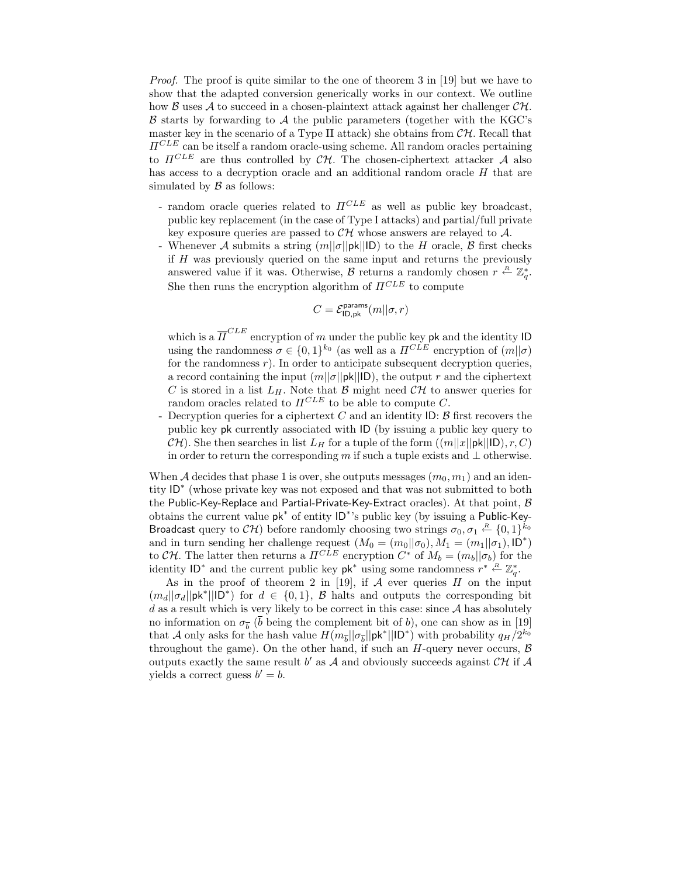*Proof.* The proof is quite similar to the one of theorem 3 in [19] but we have to show that the adapted conversion generically works in our context. We outline how $\mathcal{B}$ uses $\mathcal{A}$ to succeed in a chosen-plaintext attack against her challenger $\mathcal{CH}$. $\mathcal{B}$ starts by forwarding to $\mathcal{A}$ the public parameters (together with the KGC's master key in the scenario of a Type II attack) she obtains from $\mathcal{CH}$. Recall that $\Pi^{CLE}$ can be itself a random oracle-using scheme. All random oracles pertaining to $\Pi^{CLE}$ are thus controlled by $\mathcal{CH}$. The chosen-ciphertext attacker $\mathcal{A}$ also has access to a decryption oracle and an additional random oracle $H$ that are simulated by $\mathcal{B}$ as follows:

- random oracle queries related to $\Pi^{CLE}$ as well as public key broadcast, public key replacement (in the case of Type I attacks) and partial/full private key exposure queries are passed to $\mathcal{CH}$ whose answers are relayed to $\mathcal{A}$.
- Whenever $\mathcal{A}$ submits a string $(m||\sigma||\mathsf{pk}||\mathsf{ID})$ to the $H$ oracle, $\mathcal{B}$ first checks if $H$ was previously queried on the same input and returns the previously answered value if it was. Otherwise, $\mathcal{B}$ returns a randomly chosen $r \stackrel{R}{\leftarrow} \mathbb{Z}_q^*$. She then runs the encryption algorithm of $\Pi^{CLE}$ to compute

$$C = \mathcal{E}^{\mathsf{params}}_{\mathsf{ID},\mathsf{pk}}(m||\sigma, r)$$

  which is a $\overline{\Pi}^{CLE}$ encryption of $m$ under the public key $\mathsf{pk}$ and the identity $\mathsf{ID}$ using the randomness $\sigma \in \{0,1\}^{k_0}$ (as well as a $\Pi^{CLE}$ encryption of $(m||\sigma)$ for the randomness $r$). In order to anticipate subsequent decryption queries, a record containing the input $(m||\sigma||\mathsf{pk}||\mathsf{ID})$, the output $r$ and the ciphertext $C$ is stored in a list $L_H$. Note that $\mathcal{B}$ might need $\mathcal{CH}$ to answer queries for random oracles related to $\Pi^{CLE}$ to be able to compute $C$.
- Decryption queries for a ciphertext $C$ and an identity $\mathsf{ID}$: $\mathcal{B}$ first recovers the public key $\mathsf{pk}$ currently associated with $\mathsf{ID}$ (by issuing a public key query to $\mathcal{CH}$). She then searches in list $L_H$ for a tuple of the form $((m||x||\mathsf{pk}||\mathsf{ID}), r, C)$ in order to return the corresponding $m$ if such a tuple exists and $\perp$ otherwise.

When $\mathcal{A}$ decides that phase 1 is over, she outputs messages $(m_0, m_1)$ and an identity $\mathsf{ID}^*$ (whose private key was not exposed and that was not submitted to both the Public-Key-Replace and Partial-Private-Key-Extract oracles). At that point, $\mathcal{B}$ obtains the current value $\mathsf{pk}^*$ of entity $\mathsf{ID}^*$'s public key (by issuing a Public-Key-Broadcast query to $\mathcal{CH}$) before randomly choosing two strings $\sigma_0, \sigma_1 \stackrel{R}{\leftarrow} \{0,1\}^{k_0}$ and in turn sending her challenge request $(M_0 = (m_0||\sigma_0), M_1 = (m_1||\sigma_1), \mathsf{ID}^*)$ to $\mathcal{CH}$. The latter then returns a $\Pi^{CLE}$ encryption $C^*$ of $M_b = (m_b||\sigma_b)$ for the identity $\mathsf{ID}^*$ and the current public key $\mathsf{pk}^*$ using some randomness $r^* \stackrel{R}{\leftarrow} \mathbb{Z}_q^*$.

As in the proof of theorem 2 in [19], if $\mathcal{A}$ ever queries $H$ on the input $(m_d||\sigma_d||\mathsf{pk}^*||\mathsf{ID}^*)$ for $d \in \{0,1\}$, $\mathcal{B}$ halts and outputs the corresponding bit $d$ as a result which is very likely to be correct in this case: since $\mathcal{A}$ has absolutely no information on $\sigma_{\overline{b}}$ ($\overline{b}$ being the complement bit of $b$), one can show as in [19] that $\mathcal{A}$ only asks for the hash value $H(m_{\overline{b}}||\sigma_{\overline{b}}||\mathsf{pk}^*||\mathsf{ID}^*)$ with probability $q_H/2^{k_0}$ throughout the game). On the other hand, if such an $H$-query never occurs, $\mathcal{B}$ outputs exactly the same result $b'$ as $\mathcal{A}$ and obviously succeeds against $\mathcal{CH}$ if $\mathcal{A}$ yields a correct guess $b' = b$.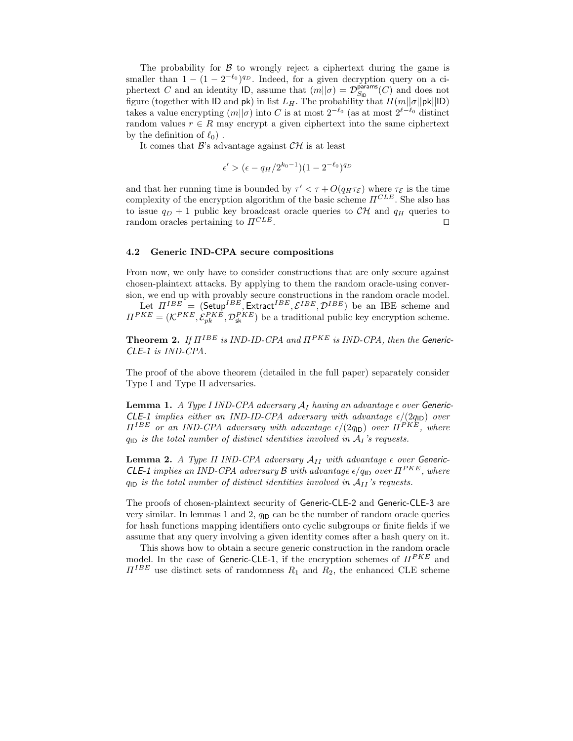The probability for $\mathcal{B}$ to wrongly reject a ciphertext during the game is smaller than $1 - (1 - 2^{-\ell_0})^{q_D}$. Indeed, for a given decryption query on a ciphertext $C$ and an identity $\mathsf{ID}$, assume that $(m||\sigma) = \mathcal{D}_{S_{\mathsf{ID}}}^{\mathsf{params}}(C)$ and does not figure (together with $\mathsf{ID}$ and $\mathsf{pk}$) in list $L_H$. The probability that $H(m||\sigma||\mathsf{pk}||\mathsf{ID})$ takes a value encrypting $(m||\sigma)$ into $C$ is at most $2^{-\ell_0}$ (as at most $2^{\ell - \ell_0}$ distinct random values $r \in R$ may encrypt a given ciphertext into the same ciphertext by the definition of $\ell_0$) .

It comes that $\mathcal{B}$'s advantage against $\mathcal{CH}$ is at least

$$\epsilon' > (\epsilon - q_H/2^{k_0-1})(1 - 2^{-\ell_0})^{q_D}$$

and that her running time is bounded by $\tau' < \tau + O(q_H \tau_{\mathcal{E}})$ where $\tau_{\mathcal{E}}$ is the time complexity of the encryption algorithm of the basic scheme $\Pi^{CLE}$. She also has to issue $q_D + 1$ public key broadcast oracle queries to $\mathcal{CH}$ and $q_H$ queries to random oracles pertaining to $\Pi^{CLE}$. □

### 4.2 Generic IND-CPA secure compositions

From now, we only have to consider constructions that are only secure against chosen-plaintext attacks. By applying to them the random oracle-using conversion, we end up with provably secure constructions in the random oracle model.

Let $\Pi^{IBE} = (\mathsf{Setup}^{IBE}, \mathsf{Extract}^{IBE}, \mathcal{E}^{IBE}, \mathcal{D}^{IBE})$ be an IBE scheme and $\Pi^{PKE} = (\mathcal{K}^{PKE}, \mathcal{E}_{pk}^{PKE}, \mathcal{D}_{\mathsf{sk}}^{PKE})$ be a traditional public key encryption scheme.

**Theorem 2.** *If $\Pi^{IBE}$ is IND-ID-CPA and $\Pi^{PKE}$ is IND-CPA, then the Generic-CLE-1 is IND-CPA.*

The proof of the above theorem (detailed in the full paper) separately consider Type I and Type II adversaries.

**Lemma 1.** *A Type I IND-CPA adversary $\mathcal{A}_I$ having an advantage $\epsilon$ over Generic-CLE-1 implies either an IND-ID-CPA adversary with advantage $\epsilon/(2q_{\mathsf{ID}})$ over $\Pi^{IBE}$ or an IND-CPA adversary with advantage $\epsilon/(2q_{\mathsf{ID}})$ over $\Pi^{PKE}$, where $q_{\mathsf{ID}}$ is the total number of distinct identities involved in $\mathcal{A}_I$'s requests.*

**Lemma 2.** *A Type II IND-CPA adversary $\mathcal{A}_{II}$ with advantage $\epsilon$ over Generic-CLE-1 implies an IND-CPA adversary $\mathcal{B}$ with advantage $\epsilon/q_{\mathsf{ID}}$ over $\Pi^{PKE}$, where $q_{\mathsf{ID}}$ is the total number of distinct identities involved in $\mathcal{A}_{II}$'s requests.*

The proofs of chosen-plaintext security of Generic-CLE-2 and Generic-CLE-3 are very similar. In lemmas 1 and 2, $q_{\mathsf{ID}}$ can be the number of random oracle queries for hash functions mapping identifiers onto cyclic subgroups or finite fields if we assume that any query involving a given identity comes after a hash query on it.

This shows how to obtain a secure generic construction in the random oracle model. In the case of Generic-CLE-1, if the encryption schemes of $\Pi^{PKE}$ and $\Pi^{IBE}$ use distinct sets of randomness $R_1$ and $R_2$, the enhanced CLE scheme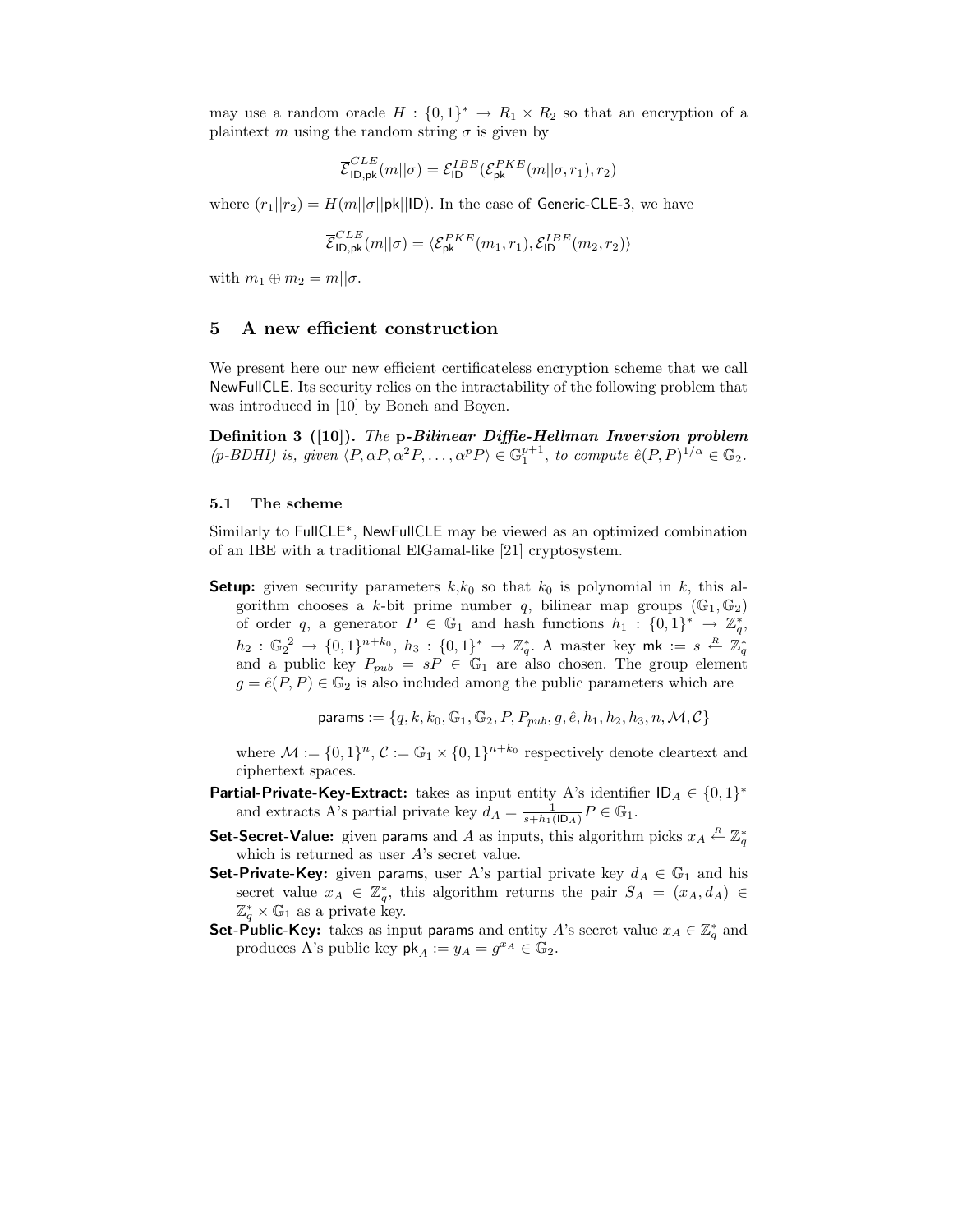may use a random oracle $H : \{0,1\}^* \rightarrow R_1 \times R_2$ so that an encryption of a plaintext $m$ using the random string $\sigma$ is given by

$$\overline{\mathcal{E}}^{CLE}_{\mathsf{ID},\mathsf{pk}}(m||\sigma) = \mathcal{E}^{IBE}_{\mathsf{ID}}(\mathcal{E}^{PKE}_{\mathsf{pk}}(m||\sigma, r_1), r_2)$$

where $(r_1||r_2) = H(m||\sigma||\mathsf{pk}||\mathsf{ID})$. In the case of Generic-CLE-3, we have

$$\overline{\mathcal{E}}^{CLE}_{\mathsf{ID},\mathsf{pk}}(m||\sigma) = \langle \mathcal{E}^{PKE}_{\mathsf{pk}}(m_1, r_1), \mathcal{E}^{IBE}_{\mathsf{ID}}(m_2, r_2) \rangle$$

with $m_1 \oplus m_2 = m||\sigma$.

## 5 A new efficient construction

We present here our new efficient certificateless encryption scheme that we call NewFullCLE. Its security relies on the intractability of the following problem that was introduced in [10] by Boneh and Boyen.

**Definition 3 ([10]).** *The* ***p-Bilinear Diffie-Hellman Inversion problem*** *(p-BDHI) is, given* $\langle P, \alpha P, \alpha^2 P, \ldots, \alpha^p P \rangle \in \mathbb{G}_1^{p+1}$*, to compute* $\hat{e}(P,P)^{1/\alpha} \in \mathbb{G}_2$.

### 5.1 The scheme

Similarly to FullCLE$^*$, NewFullCLE may be viewed as an optimized combination of an IBE with a traditional ElGamal-like [21] cryptosystem.

**Setup:** given security parameters $k$,$k_0$ so that $k_0$ is polynomial in $k$, this algorithm chooses a $k$-bit prime number $q$, bilinear map groups $(\mathbb{G}_1, \mathbb{G}_2)$ of order $q$, a generator $P \in \mathbb{G}_1$ and hash functions $h_1 : \{0,1\}^* \rightarrow \mathbb{Z}_q^*$, $h_2 : {\mathbb{G}_2}^2 \rightarrow \{0,1\}^{n+k_0}$, $h_3 : \{0,1\}^* \rightarrow \mathbb{Z}_q^*$. A master key $\mathsf{mk} := s \xleftarrow{R} \mathbb{Z}_q^*$ and a public key $P_{pub} = sP \in \mathbb{G}_1$ are also chosen. The group element $g = \hat{e}(P,P) \in \mathbb{G}_2$ is also included among the public parameters which are

$$\mathsf{params} := \{q, k, k_0, \mathbb{G}_1, \mathbb{G}_2, P, P_{pub}, g, \hat{e}, h_1, h_2, h_3, n, \mathcal{M}, \mathcal{C}\}$$

where $\mathcal{M} := \{0,1\}^n$, $\mathcal{C} := \mathbb{G}_1 \times \{0,1\}^{n+k_0}$ respectively denote cleartext and ciphertext spaces.

**Partial-Private-Key-Extract:** takes as input entity A's identifier $\mathsf{ID}_A \in \{0,1\}^*$ and extracts A's partial private key $d_A = \frac{1}{s+h_1(\mathsf{ID}_A)} P \in \mathbb{G}_1$.

**Set-Secret-Value:** given params and $A$ as inputs, this algorithm picks $x_A \xleftarrow{R} \mathbb{Z}_q^*$ which is returned as user $A$'s secret value.

**Set-Private-Key:** given params, user A's partial private key $d_A \in \mathbb{G}_1$ and his secret value $x_A \in \mathbb{Z}_q^*$, this algorithm returns the pair $S_A = (x_A, d_A) \in \mathbb{Z}_q^* \times \mathbb{G}_1$ as a private key.

**Set-Public-Key:** takes as input params and entity $A$'s secret value $x_A \in \mathbb{Z}_q^*$ and produces A's public key $\mathsf{pk}_A := y_A = g^{x_A} \in \mathbb{G}_2$.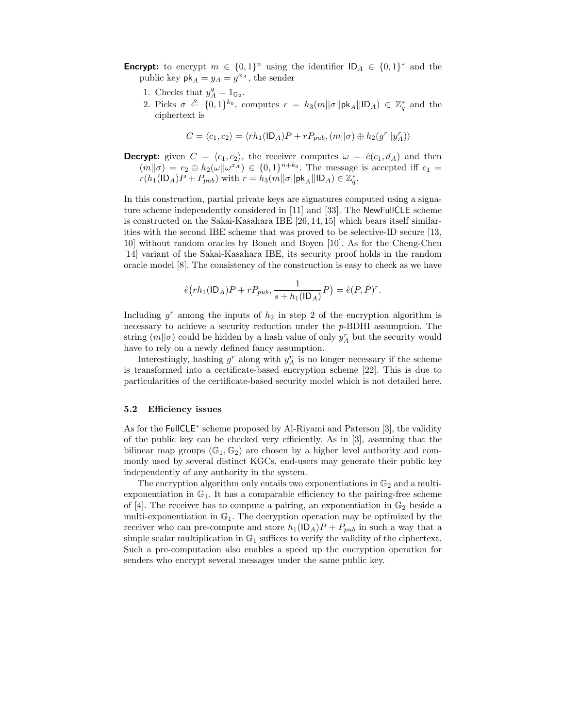**Encrypt:** to encrypt $m \in \{0,1\}^n$ using the identifier $\mathsf{ID}_A \in \{0,1\}^*$ and the public key $\mathsf{pk}_A = y_A = g^{x_A}$, the sender

1. Checks that $y_A^q = 1_{\mathbb{G}_2}$.
2. Picks $\sigma \xleftarrow{R} \{0,1\}^{k_0}$, computes $r = h_3(m||\sigma||\mathsf{pk}_A||\mathsf{ID}_A) \in \mathbb{Z}_q^*$ and the ciphertext is

$$C = \langle c_1, c_2 \rangle = \langle r h_1(\mathsf{ID}_A)P + rP_{pub}, (m||\sigma) \oplus h_2(g^r||y_A^r) \rangle$$

**Decrypt:** given $C = \langle c_1, c_2 \rangle$, the receiver computes $\omega = \hat{e}(c_1, d_A)$ and then $(m||\sigma) = c_2 \oplus h_2(\omega||\omega^{x_A}) \in \{0,1\}^{n+k_0}$. The message is accepted iff $c_1 = r(h_1(\mathsf{ID}_A)P + P_{pub})$ with $r = h_3(m||\sigma||\mathsf{pk}_A||\mathsf{ID}_A) \in \mathbb{Z}_q^*$.

In this construction, partial private keys are signatures computed using a signature scheme independently considered in [11] and [33]. The NewFullCLE scheme is constructed on the Sakai-Kasahara IBE [26, 14, 15] which bears itself similarities with the second IBE scheme that was proved to be selective-ID secure [13, 10] without random oracles by Boneh and Boyen [10]. As for the Cheng-Chen [14] variant of the Sakai-Kasahara IBE, its security proof holds in the random oracle model [8]. The consistency of the construction is easy to check as we have

$$\hat{e}\big(r h_1(\mathsf{ID}_A)P + rP_{pub}, \frac{1}{s + h_1(\mathsf{ID}_A)}P\big) = \hat{e}(P,P)^r.$$

Including $g^r$ among the inputs of $h_2$ in step 2 of the encryption algorithm is necessary to achieve a security reduction under the $p$-BDHI assumption. The string $(m||\sigma)$ could be hidden by a hash value of only $y_A^r$ but the security would have to rely on a newly defined fancy assumption.

Interestingly, hashing $g^r$ along with $y_A^r$ is no longer necessary if the scheme is transformed into a certificate-based encryption scheme [22]. This is due to particularities of the certificate-based security model which is not detailed here.

### 5.2 Efficiency issues

As for the FullCLE$^*$ scheme proposed by Al-Riyami and Paterson [3], the validity of the public key can be checked very efficiently. As in [3], assuming that the bilinear map groups $(\mathbb{G}_1, \mathbb{G}_2)$ are chosen by a higher level authority and commonly used by several distinct KGCs, end-users may generate their public key independently of any authority in the system.

The encryption algorithm only entails two exponentiations in $\mathbb{G}_2$ and a multi-exponentiation in $\mathbb{G}_1$. It has a comparable efficiency to the pairing-free scheme of [4]. The receiver has to compute a pairing, an exponentiation in $\mathbb{G}_2$ beside a multi-exponentiation in $\mathbb{G}_1$. The decryption operation may be optimized by the receiver who can pre-compute and store $h_1(\mathsf{ID}_A)P + P_{pub}$ in such a way that a simple scalar multiplication in $\mathbb{G}_1$ suffices to verify the validity of the ciphertext. Such a pre-computation also enables a speed up the encryption operation for senders who encrypt several messages under the same public key.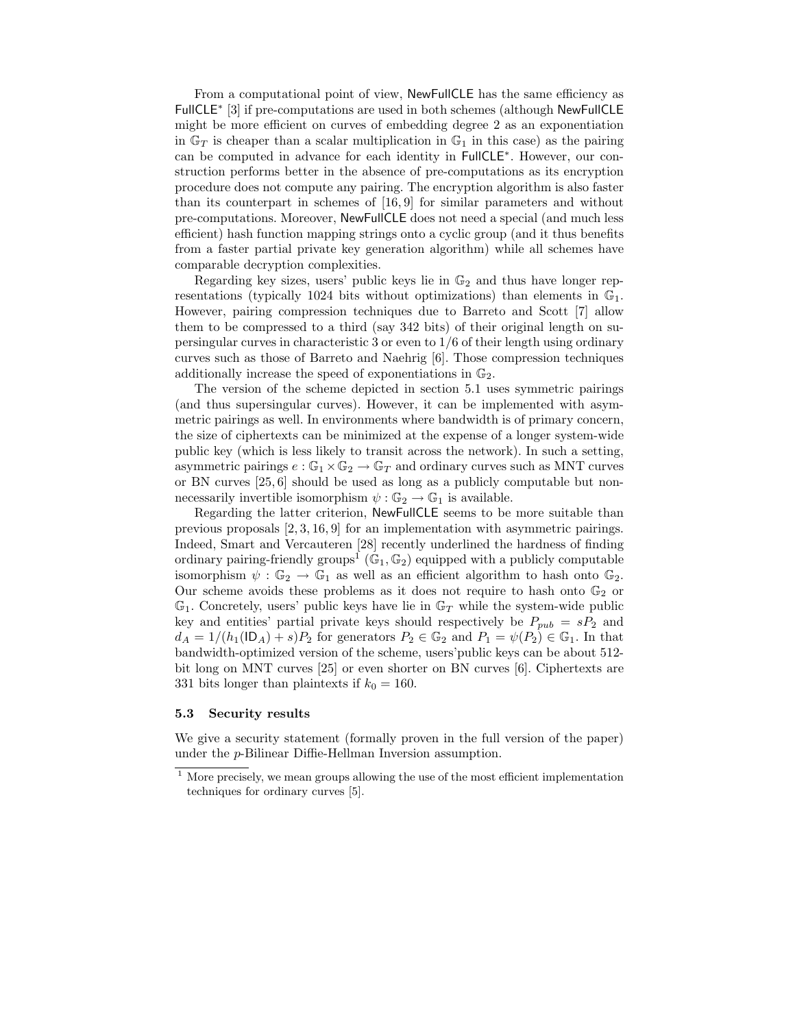From a computational point of view, NewFullCLE has the same efficiency as FullCLE* [3] if pre-computations are used in both schemes (although NewFullCLE might be more efficient on curves of embedding degree 2 as an exponentiation in $\mathbb{G}_T$ is cheaper than a scalar multiplication in $\mathbb{G}_1$ in this case) as the pairing can be computed in advance for each identity in FullCLE*. However, our construction performs better in the absence of pre-computations as its encryption procedure does not compute any pairing. The encryption algorithm is also faster than its counterpart in schemes of [16, 9] for similar parameters and without pre-computations. Moreover, NewFullCLE does not need a special (and much less efficient) hash function mapping strings onto a cyclic group (and it thus benefits from a faster partial private key generation algorithm) while all schemes have comparable decryption complexities.

Regarding key sizes, users' public keys lie in $\mathbb{G}_2$ and thus have longer representations (typically 1024 bits without optimizations) than elements in $\mathbb{G}_1$. However, pairing compression techniques due to Barreto and Scott [7] allow them to be compressed to a third (say 342 bits) of their original length on supersingular curves in characteristic 3 or even to 1/6 of their length using ordinary curves such as those of Barreto and Naehrig [6]. Those compression techniques additionally increase the speed of exponentiations in $\mathbb{G}_2$.

The version of the scheme depicted in section 5.1 uses symmetric pairings (and thus supersingular curves). However, it can be implemented with asymmetric pairings as well. In environments where bandwidth is of primary concern, the size of ciphertexts can be minimized at the expense of a longer system-wide public key (which is less likely to transit across the network). In such a setting, asymmetric pairings $e : \mathbb{G}_1 \times \mathbb{G}_2 \rightarrow \mathbb{G}_T$ and ordinary curves such as MNT curves or BN curves [25, 6] should be used as long as a publicly computable but non-necessarily invertible isomorphism $\psi : \mathbb{G}_2 \rightarrow \mathbb{G}_1$ is available.

Regarding the latter criterion, NewFullCLE seems to be more suitable than previous proposals [2, 3, 16, 9] for an implementation with asymmetric pairings. Indeed, Smart and Vercauteren [28] recently underlined the hardness of finding ordinary pairing-friendly groups[1] $(\mathbb{G}_1, \mathbb{G}_2)$ equipped with a publicly computable isomorphism $\psi : \mathbb{G}_2 \rightarrow \mathbb{G}_1$ as well as an efficient algorithm to hash onto $\mathbb{G}_2$. Our scheme avoids these problems as it does not require to hash onto $\mathbb{G}_2$ or $\mathbb{G}_1$. Concretely, users' public keys have lie in $\mathbb{G}_T$ while the system-wide public key and entities' partial private keys should respectively be $P_{pub} = sP_2$ and $d_A = 1/(h_1(\mathsf{ID}_A) + s)P_2$ for generators $P_2 \in \mathbb{G}_2$ and $P_1 = \psi(P_2) \in \mathbb{G}_1$. In that bandwidth-optimized version of the scheme, users'public keys can be about 512-bit long on MNT curves [25] or even shorter on BN curves [6]. Ciphertexts are 331 bits longer than plaintexts if $k_0 = 160$.

### 5.3 Security results

We give a security statement (formally proven in the full version of the paper) under the $p$-Bilinear Diffie-Hellman Inversion assumption.

[1] More precisely, we mean groups allowing the use of the most efficient implementation techniques for ordinary curves [5].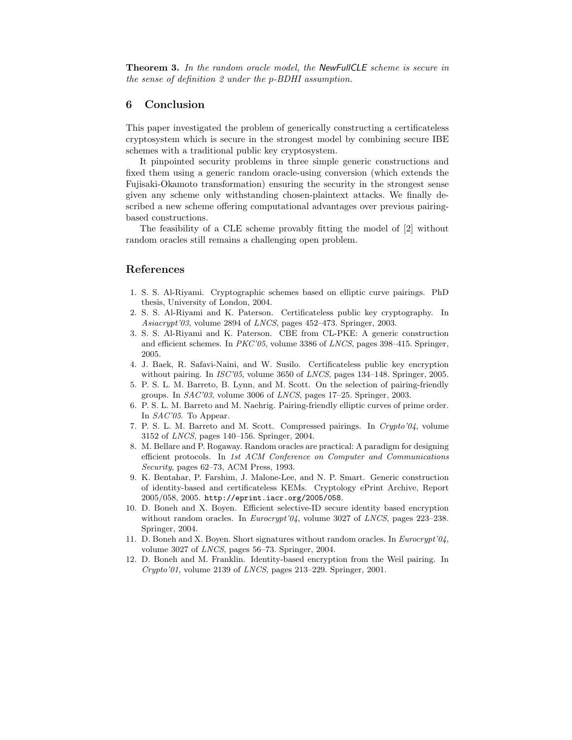**Theorem 3.** *In the random oracle model, the* NewFullCLE *scheme is secure in the sense of definition 2 under the p-BDHI assumption.*

## 6 Conclusion

This paper investigated the problem of generically constructing a certificateless cryptosystem which is secure in the strongest model by combining secure IBE schemes with a traditional public key cryptosystem.

It pinpointed security problems in three simple generic constructions and fixed them using a generic random oracle-using conversion (which extends the Fujisaki-Okamoto transformation) ensuring the security in the strongest sense given any scheme only withstanding chosen-plaintext attacks. We finally described a new scheme offering computational advantages over previous pairing-based constructions.

The feasibility of a CLE scheme provably fitting the model of [2] without random oracles still remains a challenging open problem.

## References

1. S. S. Al-Riyami. Cryptographic schemes based on elliptic curve pairings. PhD thesis, University of London, 2004.
2. S. S. Al-Riyami and K. Paterson. Certificateless public key cryptography. In *Asiacrypt'03*, volume 2894 of *LNCS*, pages 452–473. Springer, 2003.
3. S. S. Al-Riyami and K. Paterson. CBE from CL-PKE: A generic construction and efficient schemes. In *PKC'05*, volume 3386 of *LNCS*, pages 398–415. Springer, 2005.
4. J. Baek, R. Safavi-Naini, and W. Susilo. Certificateless public key encryption without pairing. In *ISC'05*, volume 3650 of *LNCS*, pages 134–148. Springer, 2005.
5. P. S. L. M. Barreto, B. Lynn, and M. Scott. On the selection of pairing-friendly groups. In *SAC'03*, volume 3006 of *LNCS*, pages 17–25. Springer, 2003.
6. P. S. L. M. Barreto and M. Naehrig. Pairing-friendly elliptic curves of prime order. In *SAC'05*. To Appear.
7. P. S. L. M. Barreto and M. Scott. Compressed pairings. In *Crypto'04*, volume 3152 of *LNCS*, pages 140–156. Springer, 2004.
8. M. Bellare and P. Rogaway. Random oracles are practical: A paradigm for designing efficient protocols. In *1st ACM Conference on Computer and Communications Security*, pages 62–73, ACM Press, 1993.
9. K. Bentahar, P. Farshim, J. Malone-Lee, and N. P. Smart. Generic construction of identity-based and certificateless KEMs. Cryptology ePrint Archive, Report 2005/058, 2005. `http://eprint.iacr.org/2005/058`.
10. D. Boneh and X. Boyen. Efficient selective-ID secure identity based encryption without random oracles. In *Eurocrypt'04*, volume 3027 of *LNCS*, pages 223–238. Springer, 2004.
11. D. Boneh and X. Boyen. Short signatures without random oracles. In *Eurocrypt'04*, volume 3027 of *LNCS*, pages 56–73. Springer, 2004.
12. D. Boneh and M. Franklin. Identity-based encryption from the Weil pairing. In *Crypto'01*, volume 2139 of *LNCS*, pages 213–229. Springer, 2001.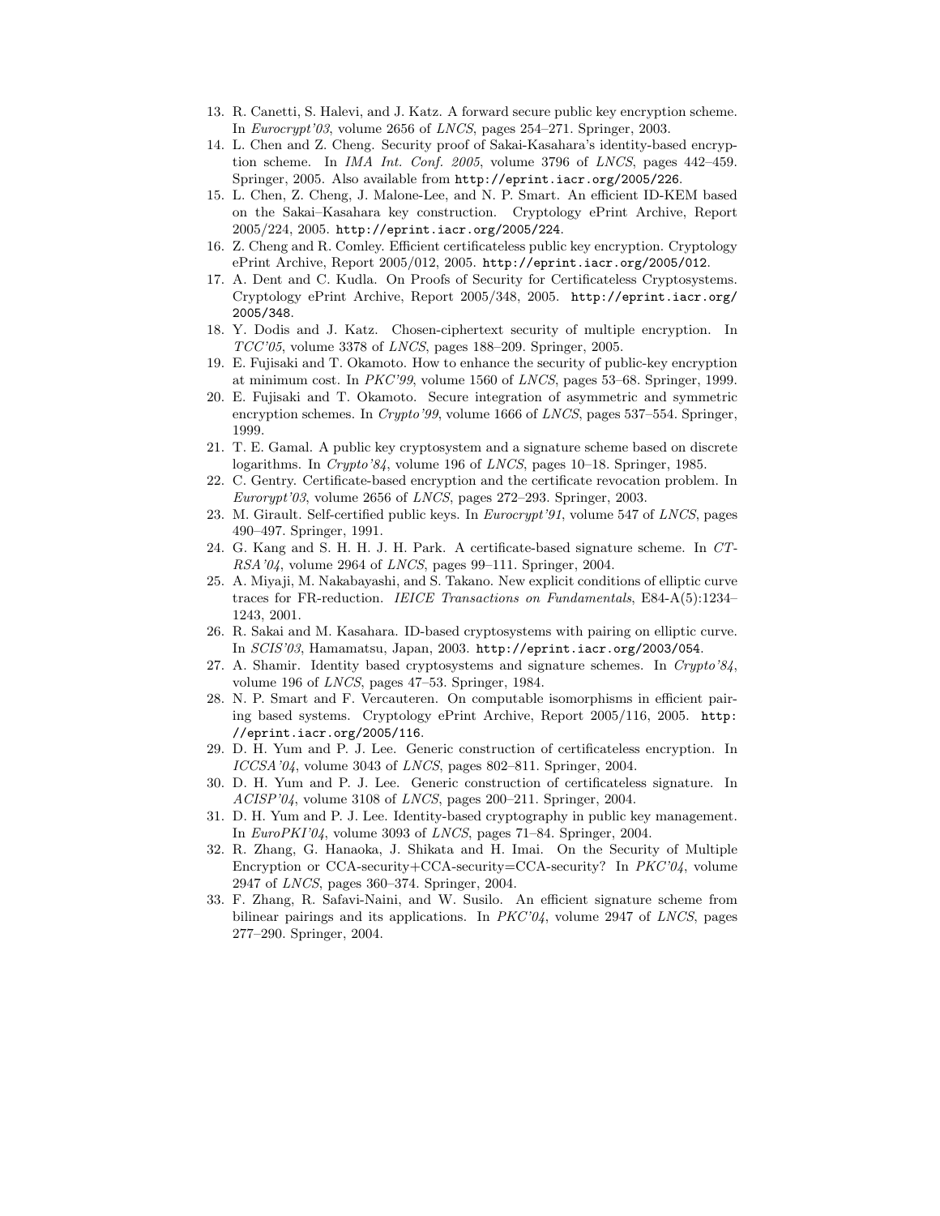13. R. Canetti, S. Halevi, and J. Katz. A forward secure public key encryption scheme. In *Eurocrypt'03*, volume 2656 of *LNCS*, pages 254–271. Springer, 2003.
14. L. Chen and Z. Cheng. Security proof of Sakai-Kasahara's identity-based encryption scheme. In *IMA Int. Conf. 2005*, volume 3796 of *LNCS*, pages 442–459. Springer, 2005. Also available from `http://eprint.iacr.org/2005/226`.
15. L. Chen, Z. Cheng, J. Malone-Lee, and N. P. Smart. An efficient ID-KEM based on the Sakai–Kasahara key construction. Cryptology ePrint Archive, Report 2005/224, 2005. `http://eprint.iacr.org/2005/224`.
16. Z. Cheng and R. Comley. Efficient certificateless public key encryption. Cryptology ePrint Archive, Report 2005/012, 2005. `http://eprint.iacr.org/2005/012`.
17. A. Dent and C. Kudla. On Proofs of Security for Certificateless Cryptosystems. Cryptology ePrint Archive, Report 2005/348, 2005. `http://eprint.iacr.org/2005/348`.
18. Y. Dodis and J. Katz. Chosen-ciphertext security of multiple encryption. In *TCC'05*, volume 3378 of *LNCS*, pages 188–209. Springer, 2005.
19. E. Fujisaki and T. Okamoto. How to enhance the security of public-key encryption at minimum cost. In *PKC'99*, volume 1560 of *LNCS*, pages 53–68. Springer, 1999.
20. E. Fujisaki and T. Okamoto. Secure integration of asymmetric and symmetric encryption schemes. In *Crypto'99*, volume 1666 of *LNCS*, pages 537–554. Springer, 1999.
21. T. E. Gamal. A public key cryptosystem and a signature scheme based on discrete logarithms. In *Crypto'84*, volume 196 of *LNCS*, pages 10–18. Springer, 1985.
22. C. Gentry. Certificate-based encryption and the certificate revocation problem. In *Eurorypt'03*, volume 2656 of *LNCS*, pages 272–293. Springer, 2003.
23. M. Girault. Self-certified public keys. In *Eurocrypt'91*, volume 547 of *LNCS*, pages 490–497. Springer, 1991.
24. G. Kang and S. H. H. J. H. Park. A certificate-based signature scheme. In *CT-RSA'04*, volume 2964 of *LNCS*, pages 99–111. Springer, 2004.
25. A. Miyaji, M. Nakabayashi, and S. Takano. New explicit conditions of elliptic curve traces for FR-reduction. *IEICE Transactions on Fundamentals*, E84-A(5):1234–1243, 2001.
26. R. Sakai and M. Kasahara. ID-based cryptosystems with pairing on elliptic curve. In *SCIS'03*, Hamamatsu, Japan, 2003. `http://eprint.iacr.org/2003/054`.
27. A. Shamir. Identity based cryptosystems and signature schemes. In *Crypto'84*, volume 196 of *LNCS*, pages 47–53. Springer, 1984.
28. N. P. Smart and F. Vercauteren. On computable isomorphisms in efficient pairing based systems. Cryptology ePrint Archive, Report 2005/116, 2005. `http://eprint.iacr.org/2005/116`.
29. D. H. Yum and P. J. Lee. Generic construction of certificateless encryption. In *ICCSA'04*, volume 3043 of *LNCS*, pages 802–811. Springer, 2004.
30. D. H. Yum and P. J. Lee. Generic construction of certificateless signature. In *ACISP'04*, volume 3108 of *LNCS*, pages 200–211. Springer, 2004.
31. D. H. Yum and P. J. Lee. Identity-based cryptography in public key management. In *EuroPKI'04*, volume 3093 of *LNCS*, pages 71–84. Springer, 2004.
32. R. Zhang, G. Hanaoka, J. Shikata and H. Imai. On the Security of Multiple Encryption or CCA-security+CCA-security=CCA-security? In *PKC'04*, volume 2947 of *LNCS*, pages 360–374. Springer, 2004.
33. F. Zhang, R. Safavi-Naini, and W. Susilo. An efficient signature scheme from bilinear pairings and its applications. In *PKC'04*, volume 2947 of *LNCS*, pages 277–290. Springer, 2004.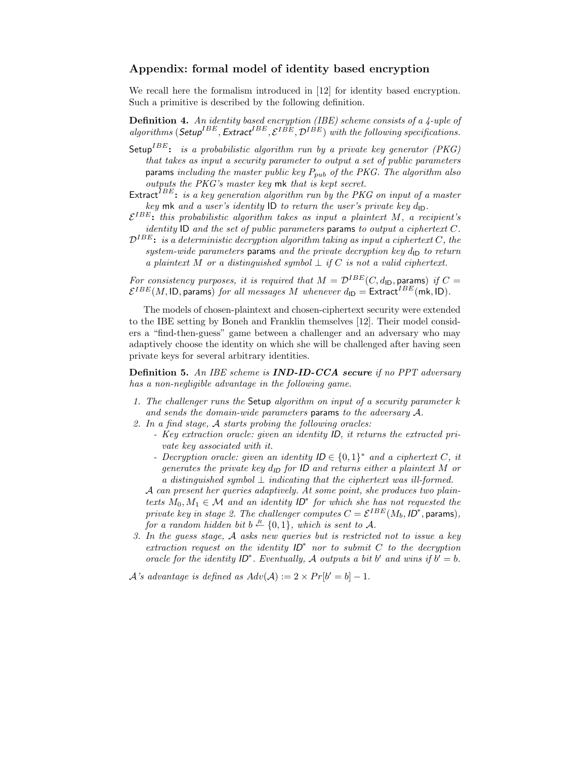## Appendix: formal model of identity based encryption

We recall here the formalism introduced in [12] for identity based encryption. Such a primitive is described by the following definition.

**Definition 4.** *An identity based encryption (IBE) scheme consists of a 4-uple of algorithms ($\mathsf{Setup}^{IBE}$, $\mathsf{Extract}^{IBE}$, $\mathcal{E}^{IBE}$, $\mathcal{D}^{IBE}$) with the following specifications.*

$\mathsf{Setup}^{IBE}$**:** *is a probabilistic algorithm run by a private key generator (PKG) that takes as input a security parameter to output a set of public parameters* $\mathsf{params}$ *including the master public key $P_{pub}$ of the PKG. The algorithm also outputs the PKG's master key* $\mathsf{mk}$ *that is kept secret.*

$\mathsf{Extract}^{IBE}$**:** *is a key generation algorithm run by the PKG on input of a master key* $\mathsf{mk}$ *and a user's identity* $\mathsf{ID}$ *to return the user's private key* $d_{\mathsf{ID}}$.

$\mathcal{E}^{IBE}$**:** *this probabilistic algorithm takes as input a plaintext $M$, a recipient's identity* $\mathsf{ID}$ *and the set of public parameters* $\mathsf{params}$ *to output a ciphertext $C$.*

$\mathcal{D}^{IBE}$**:** *is a deterministic decryption algorithm taking as input a ciphertext $C$, the system-wide parameters* $\mathsf{params}$ *and the private decryption key* $d_{\mathsf{ID}}$ *to return a plaintext $M$ or a distinguished symbol $\perp$ if $C$ is not a valid ciphertext.*

*For consistency purposes, it is required that* $M = \mathcal{D}^{IBE}(C, d_{\mathsf{ID}}, \mathsf{params})$ *if* $C = \mathcal{E}^{IBE}(M, \mathsf{ID}, \mathsf{params})$ *for all messages $M$ whenever* $d_{\mathsf{ID}} = \mathsf{Extract}^{IBE}(\mathsf{mk}, \mathsf{ID})$.

The models of chosen-plaintext and chosen-ciphertext security were extended to the IBE setting by Boneh and Franklin themselves [12]. Their model considers a "find-then-guess" game between a challenger and an adversary who may adaptively choose the identity on which she will be challenged after having seen private keys for several arbitrary identities.

**Definition 5.** *An IBE scheme is* ***IND-ID-CCA secure*** *if no PPT adversary has a non-negligible advantage in the following game.*

1. *The challenger runs the* $\mathsf{Setup}$ *algorithm on input of a security parameter $k$ and sends the domain-wide parameters* $\mathsf{params}$ *to the adversary $\mathcal{A}$.*
2. *In a find stage, $\mathcal{A}$ starts probing the following oracles:*
   - *Key extraction oracle: given an identity $\mathsf{ID}$, it returns the extracted private key associated with it.*
   - *Decryption oracle: given an identity $\mathsf{ID} \in \{0,1\}^*$ and a ciphertext $C$, it generates the private key $d_{\mathsf{ID}}$ for $\mathsf{ID}$ and returns either a plaintext $M$ or a distinguished symbol $\perp$ indicating that the ciphertext was ill-formed.*

   *$\mathcal{A}$ can present her queries adaptively. At some point, she produces two plaintexts $M_0, M_1 \in \mathcal{M}$ and an identity $\mathsf{ID}^*$ for which she has not requested the private key in stage 2. The challenger computes $C = \mathcal{E}^{IBE}(M_b, \mathsf{ID}^*, \mathsf{params})$, for a random hidden bit $b \stackrel{R}{\leftarrow} \{0,1\}$, which is sent to $\mathcal{A}$.*
3. *In the guess stage, $\mathcal{A}$ asks new queries but is restricted not to issue a key extraction request on the identity $\mathsf{ID}^*$ nor to submit $C$ to the decryption oracle for the identity $\mathsf{ID}^*$. Eventually, $\mathcal{A}$ outputs a bit $b'$ and wins if $b' = b$.*

*$\mathcal{A}$'s advantage is defined as $Adv(\mathcal{A}) := 2 \times Pr[b' = b] - 1$.*